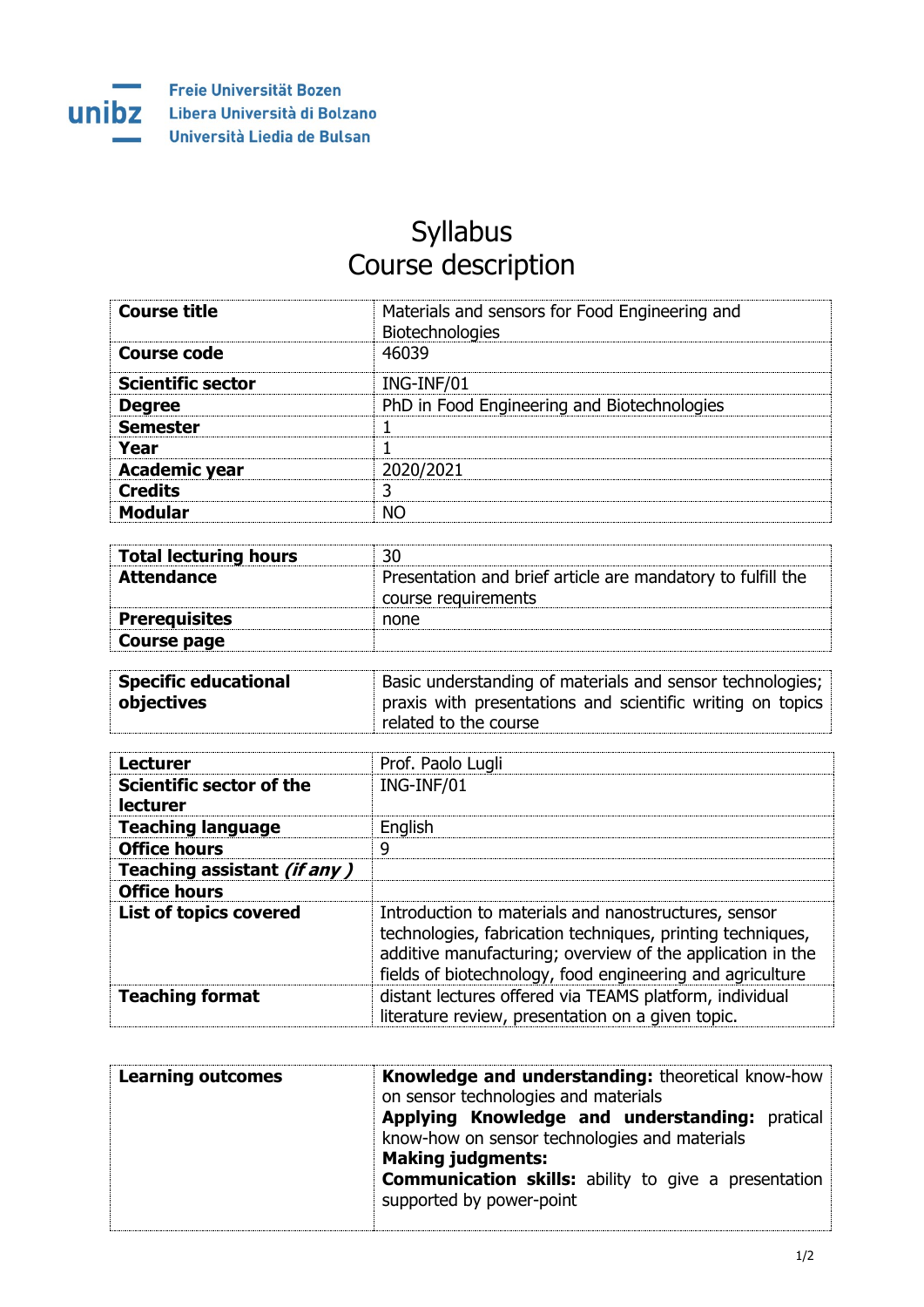Freie Universität Bozen
Libera Università di Bolzano
Università Liedia de Bulsan

# Syllabus
# Course description

| | |
|---|---|
| **Course title** | Materials and sensors for Food Engineering and Biotechnologies |
| **Course code** | 46039 |
| **Scientific sector** | ING-INF/01 |
| **Degree** | PhD in Food Engineering and Biotechnologies |
| **Semester** | 1 |
| **Year** | 1 |
| **Academic year** | 2020/2021 |
| **Credits** | 3 |
| **Modular** | NO |

| | |
|---|---|
| **Total lecturing hours** | 30 |
| **Attendance** | Presentation and brief article are mandatory to fulfill the course requirements |
| **Prerequisites** | none |
| **Course page** | |

| | |
|---|---|
| **Specific educational objectives** | Basic understanding of materials and sensor technologies; praxis with presentations and scientific writing on topics related to the course |

| | |
|---|---|
| **Lecturer** | Prof. Paolo Lugli |
| **Scientific sector of the lecturer** | ING-INF/01 |
| **Teaching language** | English |
| **Office hours** | 9 |
| **Teaching assistant *(if any )*** | |
| **Office hours** | |
| **List of topics covered** | Introduction to materials and nanostructures, sensor technologies, fabrication techniques, printing techniques, additive manufacturing; overview of the application in the fields of biotechnology, food engineering and agriculture |
| **Teaching format** | distant lectures offered via TEAMS platform, individual literature review, presentation on a given topic. |

| | |
|---|---|
| **Learning outcomes** | **Knowledge and understanding:** theoretical know-how on sensor technologies and materials<br>**Applying Knowledge and understanding:** pratical know-how on sensor technologies and materials<br>**Making judgments:**<br>**Communication skills:** ability to give a presentation supported by power-point |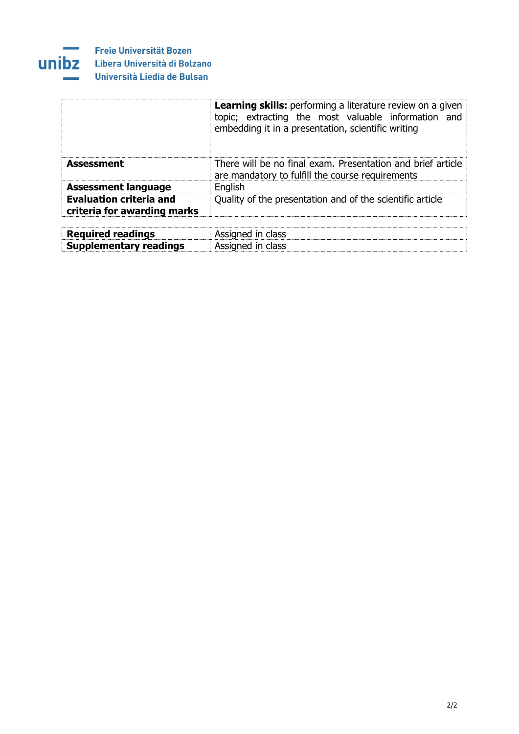| | |
|---|---|
| | **Learning skills:** performing a literature review on a given topic; extracting the most valuable information and embedding it in a presentation, scientific writing |
| **Assessment** | There will be no final exam. Presentation and brief article are mandatory to fulfill the course requirements |
| **Assessment language** | English |
| **Evaluation criteria and criteria for awarding marks** | Quality of the presentation and of the scientific article |

| | |
|---|---|
| **Required readings** | Assigned in class |
| **Supplementary readings** | Assigned in class |